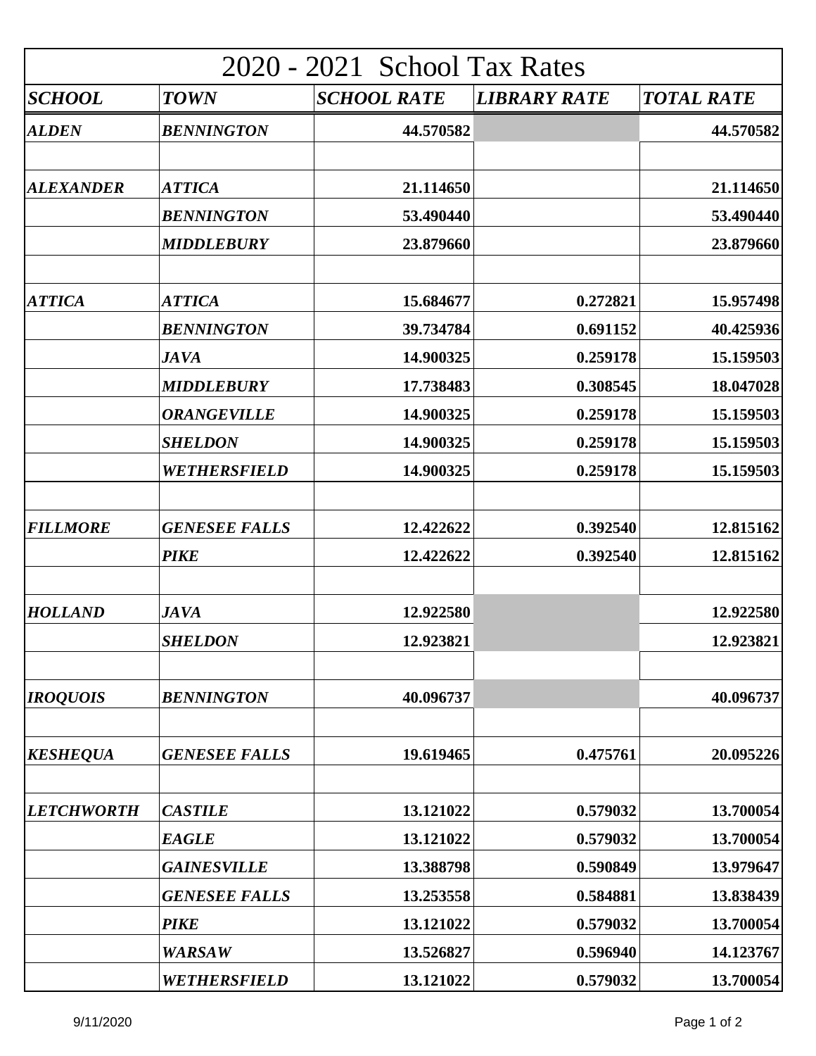# 2020 - 2021 School Tax Rates

| ***SCHOOL*** | ***TOWN*** | ***SCHOOL RATE*** | ***LIBRARY RATE*** | ***TOTAL RATE*** |
|---|---|---|---|---|
| ***ALDEN*** | ***BENNINGTON*** | **44.570582** | | **44.570582** |
| | | | | |
| ***ALEXANDER*** | ***ATTICA*** | **21.114650** | | **21.114650** |
| | ***BENNINGTON*** | **53.490440** | | **53.490440** |
| | ***MIDDLEBURY*** | **23.879660** | | **23.879660** |
| | | | | |
| ***ATTICA*** | ***ATTICA*** | **15.684677** | **0.272821** | **15.957498** |
| | ***BENNINGTON*** | **39.734784** | **0.691152** | **40.425936** |
| | ***JAVA*** | **14.900325** | **0.259178** | **15.159503** |
| | ***MIDDLEBURY*** | **17.738483** | **0.308545** | **18.047028** |
| | ***ORANGEVILLE*** | **14.900325** | **0.259178** | **15.159503** |
| | ***SHELDON*** | **14.900325** | **0.259178** | **15.159503** |
| | ***WETHERSFIELD*** | **14.900325** | **0.259178** | **15.159503** |
| | | | | |
| ***FILLMORE*** | ***GENESEE FALLS*** | **12.422622** | **0.392540** | **12.815162** |
| | ***PIKE*** | **12.422622** | **0.392540** | **12.815162** |
| | | | | |
| ***HOLLAND*** | ***JAVA*** | **12.922580** | | **12.922580** |
| | ***SHELDON*** | **12.923821** | | **12.923821** |
| | | | | |
| ***IROQUOIS*** | ***BENNINGTON*** | **40.096737** | | **40.096737** |
| | | | | |
| ***KESHEQUA*** | ***GENESEE FALLS*** | **19.619465** | **0.475761** | **20.095226** |
| | | | | |
| ***LETCHWORTH*** | ***CASTILE*** | **13.121022** | **0.579032** | **13.700054** |
| | ***EAGLE*** | **13.121022** | **0.579032** | **13.700054** |
| | ***GAINESVILLE*** | **13.388798** | **0.590849** | **13.979647** |
| | ***GENESEE FALLS*** | **13.253558** | **0.584881** | **13.838439** |
| | ***PIKE*** | **13.121022** | **0.579032** | **13.700054** |
| | ***WARSAW*** | **13.526827** | **0.596940** | **14.123767** |
| | ***WETHERSFIELD*** | **13.121022** | **0.579032** | **13.700054** |

9/11/2020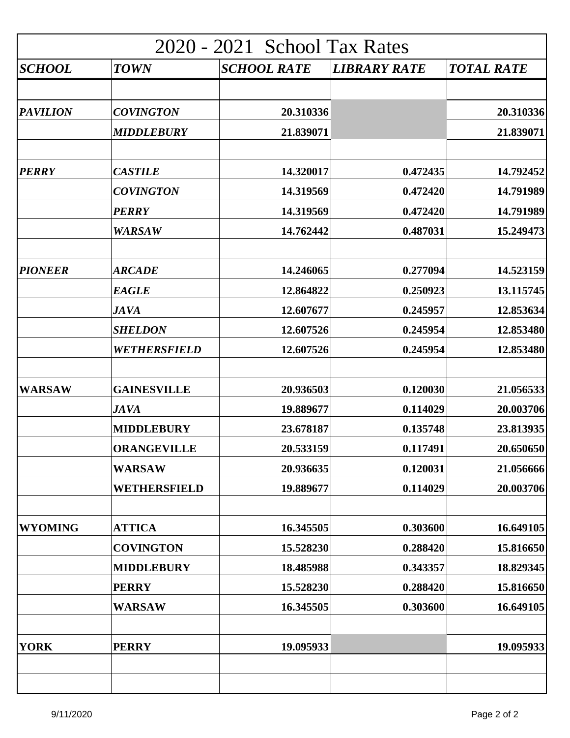# 2020 - 2021 School Tax Rates

| ***SCHOOL*** | ***TOWN*** | ***SCHOOL RATE*** | ***LIBRARY RATE*** | ***TOTAL RATE*** |
|---|---|---|---|---|
| | | | | |
| ***PAVILION*** | ***COVINGTON*** | **20.310336** | | **20.310336** |
| | ***MIDDLEBURY*** | **21.839071** | | **21.839071** |
| | | | | |
| ***PERRY*** | ***CASTILE*** | **14.320017** | **0.472435** | **14.792452** |
| | ***COVINGTON*** | **14.319569** | **0.472420** | **14.791989** |
| | ***PERRY*** | **14.319569** | **0.472420** | **14.791989** |
| | ***WARSAW*** | **14.762442** | **0.487031** | **15.249473** |
| | | | | |
| ***PIONEER*** | ***ARCADE*** | **14.246065** | **0.277094** | **14.523159** |
| | ***EAGLE*** | **12.864822** | **0.250923** | **13.115745** |
| | ***JAVA*** | **12.607677** | **0.245957** | **12.853634** |
| | ***SHELDON*** | **12.607526** | **0.245954** | **12.853480** |
| | ***WETHERSFIELD*** | **12.607526** | **0.245954** | **12.853480** |
| | | | | |
| **WARSAW** | **GAINESVILLE** | **20.936503** | **0.120030** | **21.056533** |
| | ***JAVA*** | **19.889677** | **0.114029** | **20.003706** |
| | **MIDDLEBURY** | **23.678187** | **0.135748** | **23.813935** |
| | **ORANGEVILLE** | **20.533159** | **0.117491** | **20.650650** |
| | **WARSAW** | **20.936635** | **0.120031** | **21.056666** |
| | **WETHERSFIELD** | **19.889677** | **0.114029** | **20.003706** |
| | | | | |
| **WYOMING** | **ATTICA** | **16.345505** | **0.303600** | **16.649105** |
| | **COVINGTON** | **15.528230** | **0.288420** | **15.816650** |
| | **MIDDLEBURY** | **18.485988** | **0.343357** | **18.829345** |
| | **PERRY** | **15.528230** | **0.288420** | **15.816650** |
| | **WARSAW** | **16.345505** | **0.303600** | **16.649105** |
| | | | | |
| **YORK** | **PERRY** | **19.095933** | | **19.095933** |
| | | | | |
| | | | | |

9/11/2020